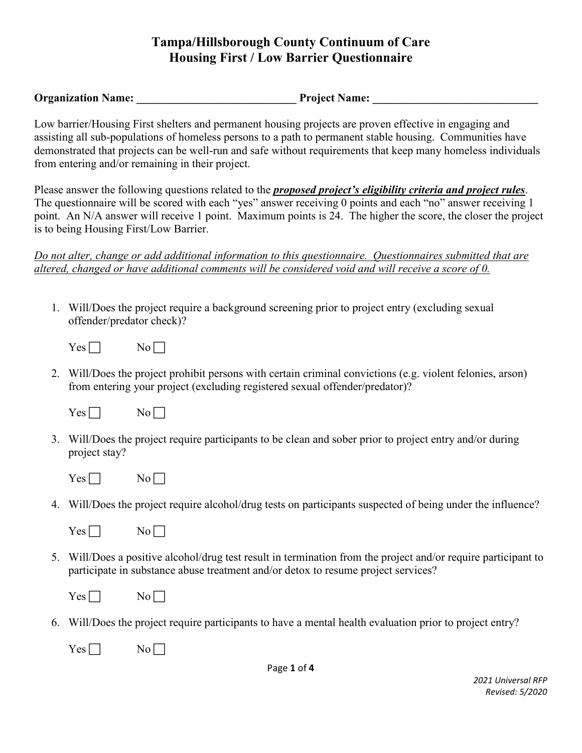# Tampa/Hillsborough County Continuum of Care
# Housing First / Low Barrier Questionnaire

**Organization Name:** ____________________________ **Project Name:** _____________________________

Low barrier/Housing First shelters and permanent housing projects are proven effective in engaging and assisting all sub-populations of homeless persons to a path to permanent stable housing. Communities have demonstrated that projects can be well-run and safe without requirements that keep many homeless individuals from entering and/or remaining in their project.

Please answer the following questions related to the ***proposed project's eligibility criteria and project rules***. The questionnaire will be scored with each "yes" answer receiving 0 points and each "no" answer receiving 1 point. An N/A answer will receive 1 point. Maximum points is 24. The higher the score, the closer the project is to being Housing First/Low Barrier.

*Do not alter, change or add additional information to this questionnaire. Questionnaires submitted that are altered, changed or have additional comments will be considered void and will receive a score of 0.*

1. Will/Does the project require a background screening prior to project entry (excluding sexual offender/predator check)?

   Yes ☐ No ☐

2. Will/Does the project prohibit persons with certain criminal convictions (e.g. violent felonies, arson) from entering your project (excluding registered sexual offender/predator)?

   Yes ☐ No ☐

3. Will/Does the project require participants to be clean and sober prior to project entry and/or during project stay?

   Yes ☐ No ☐

4. Will/Does the project require alcohol/drug tests on participants suspected of being under the influence?

   Yes ☐ No ☐

5. Will/Does a positive alcohol/drug test result in termination from the project and/or require participant to participate in substance abuse treatment and/or detox to resume project services?

   Yes ☐ No ☐

6. Will/Does the project require participants to have a mental health evaluation prior to project entry?

   Yes ☐ No ☐

*2021 Universal RFP*
*Revised: 5/2020*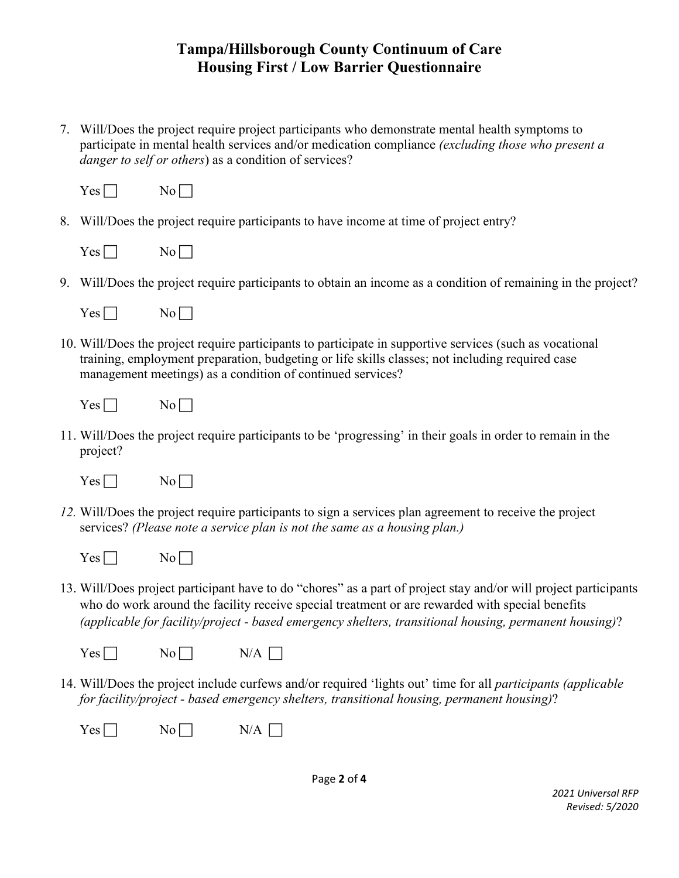# Tampa/Hillsborough County Continuum of Care
# Housing First / Low Barrier Questionnaire

7. Will/Does the project require project participants who demonstrate mental health symptoms to participate in mental health services and/or medication compliance *(excluding those who present a danger to self or others*) as a condition of services?

   Yes ☐ No ☐

8. Will/Does the project require participants to have income at time of project entry?

   Yes ☐ No ☐

9. Will/Does the project require participants to obtain an income as a condition of remaining in the project?

   Yes ☐ No ☐

10. Will/Does the project require participants to participate in supportive services (such as vocational training, employment preparation, budgeting or life skills classes; not including required case management meetings) as a condition of continued services?

    Yes ☐ No ☐

11. Will/Does the project require participants to be 'progressing' in their goals in order to remain in the project?

    Yes ☐ No ☐

12. Will/Does the project require participants to sign a services plan agreement to receive the project services? *(Please note a service plan is not the same as a housing plan.)*

    Yes ☐ No ☐

13. Will/Does project participant have to do "chores" as a part of project stay and/or will project participants who do work around the facility receive special treatment or are rewarded with special benefits *(applicable for facility/project - based emergency shelters, transitional housing, permanent housing)*?

    Yes ☐ No ☐ N/A ☐

14. Will/Does the project include curfews and/or required 'lights out' time for all *participants (applicable for facility/project - based emergency shelters, transitional housing, permanent housing)*?

    Yes ☐ No ☐ N/A ☐

*2021 Universal RFP*
*Revised: 5/2020*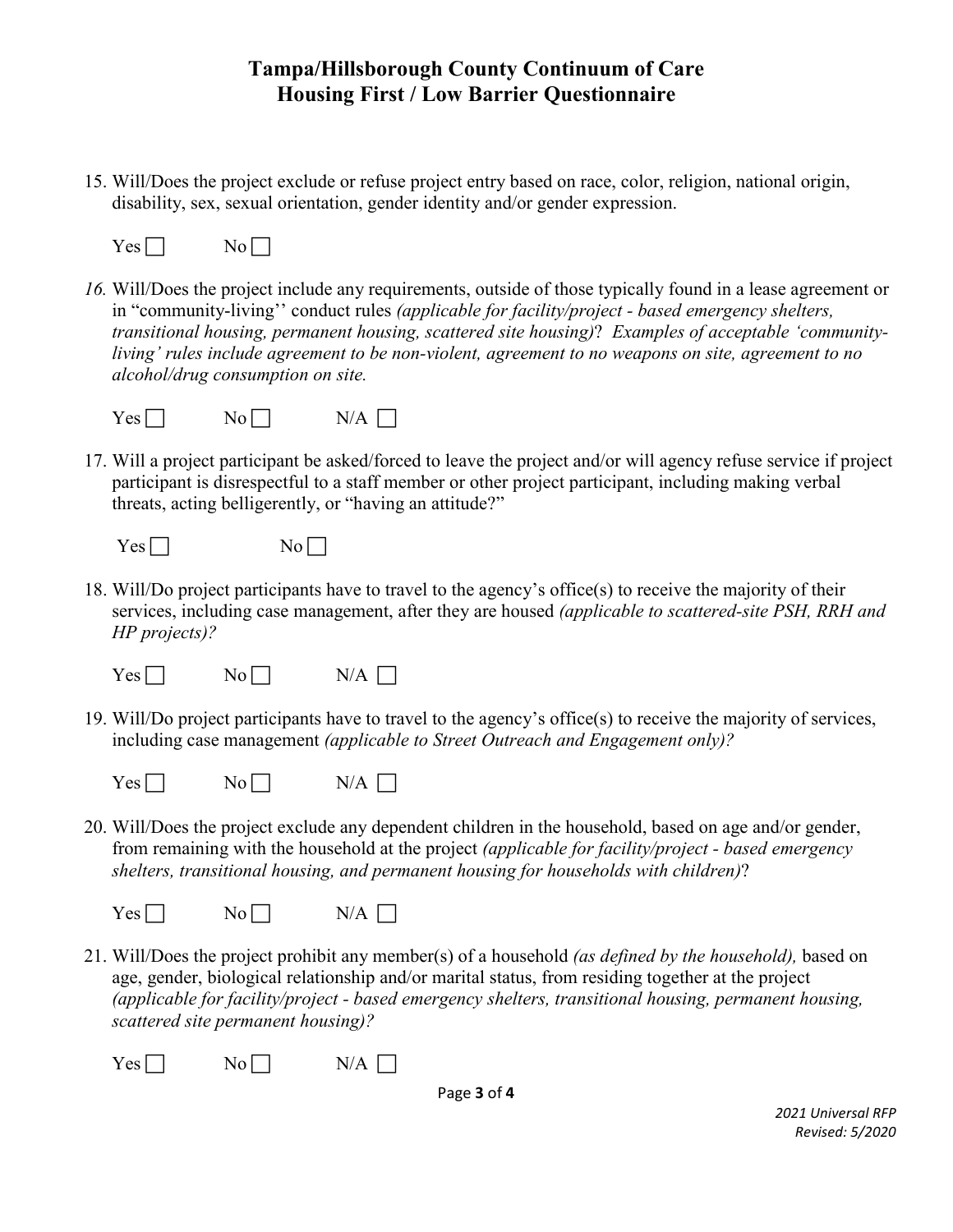# Tampa/Hillsborough County Continuum of Care
# Housing First / Low Barrier Questionnaire

15. Will/Does the project exclude or refuse project entry based on race, color, religion, national origin, disability, sex, sexual orientation, gender identity and/or gender expression.

    Yes ☐ No ☐

*16.* Will/Does the project include any requirements, outside of those typically found in a lease agreement or in "community-living'' conduct rules *(applicable for facility/project - based emergency shelters, transitional housing, permanent housing, scattered site housing)*? *Examples of acceptable 'community-living' rules include agreement to be non-violent, agreement to no weapons on site, agreement to no alcohol/drug consumption on site.*

    Yes ☐ No ☐ N/A ☐

17. Will a project participant be asked/forced to leave the project and/or will agency refuse service if project participant is disrespectful to a staff member or other project participant, including making verbal threats, acting belligerently, or "having an attitude?"

    Yes ☐ No ☐

18. Will/Do project participants have to travel to the agency's office(s) to receive the majority of their services, including case management, after they are housed *(applicable to scattered-site PSH, RRH and HP projects)?*

    Yes ☐ No ☐ N/A ☐

19. Will/Do project participants have to travel to the agency's office(s) to receive the majority of services, including case management *(applicable to Street Outreach and Engagement only)?*

    Yes ☐ No ☐ N/A ☐

20. Will/Does the project exclude any dependent children in the household, based on age and/or gender, from remaining with the household at the project *(applicable for facility/project - based emergency shelters, transitional housing, and permanent housing for households with children)*?

    Yes ☐ No ☐ N/A ☐

21. Will/Does the project prohibit any member(s) of a household *(as defined by the household),* based on age, gender, biological relationship and/or marital status, from residing together at the project *(applicable for facility/project - based emergency shelters, transitional housing, permanent housing, scattered site permanent housing)?*

    Yes ☐ No ☐ N/A ☐

*2021 Universal RFP*
*Revised: 5/2020*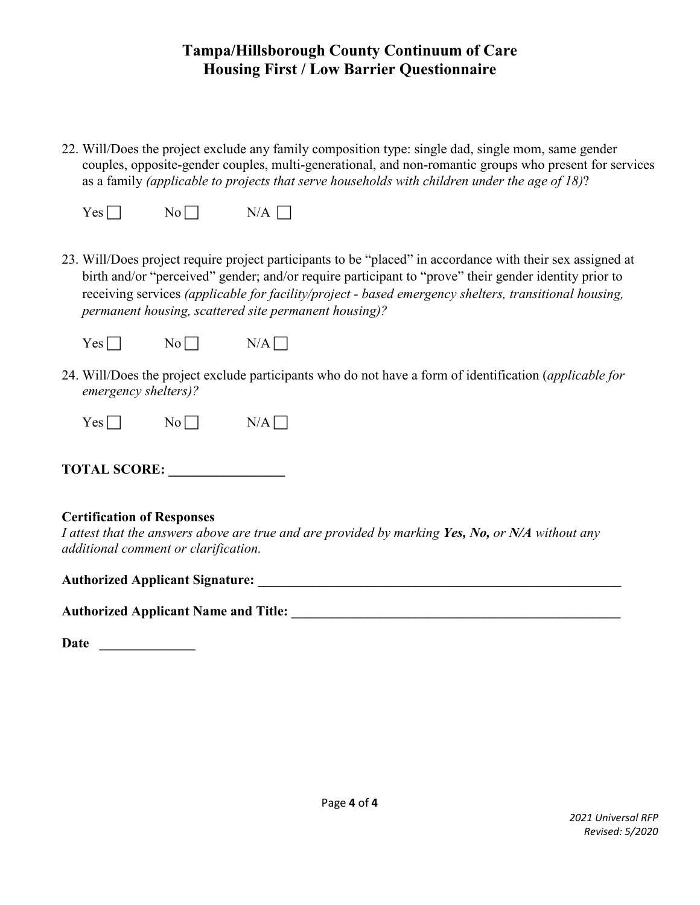# Tampa/Hillsborough County Continuum of Care
# Housing First / Low Barrier Questionnaire

22. Will/Does the project exclude any family composition type: single dad, single mom, same gender couples, opposite-gender couples, multi-generational, and non-romantic groups who present for services as a family *(applicable to projects that serve households with children under the age of 18)*?

    Yes ☐ No ☐ N/A ☐

23. Will/Does project require project participants to be "placed" in accordance with their sex assigned at birth and/or "perceived" gender; and/or require participant to "prove" their gender identity prior to receiving services *(applicable for facility/project - based emergency shelters, transitional housing, permanent housing, scattered site permanent housing)?*

    Yes ☐ No ☐ N/A ☐

24. Will/Does the project exclude participants who do not have a form of identification (*applicable for emergency shelters)?*

    Yes ☐ No ☐ N/A ☐

**TOTAL SCORE: ________________**

**Certification of Responses**

*I attest that the answers above are true and are provided by marking **Yes, No,** or **N/A** without any additional comment or clarification.*

**Authorized Applicant Signature: ________________________________________________________**

**Authorized Applicant Name and Title: __________________________________________________**

**Date** ______________

*2021 Universal RFP*
*Revised: 5/2020*